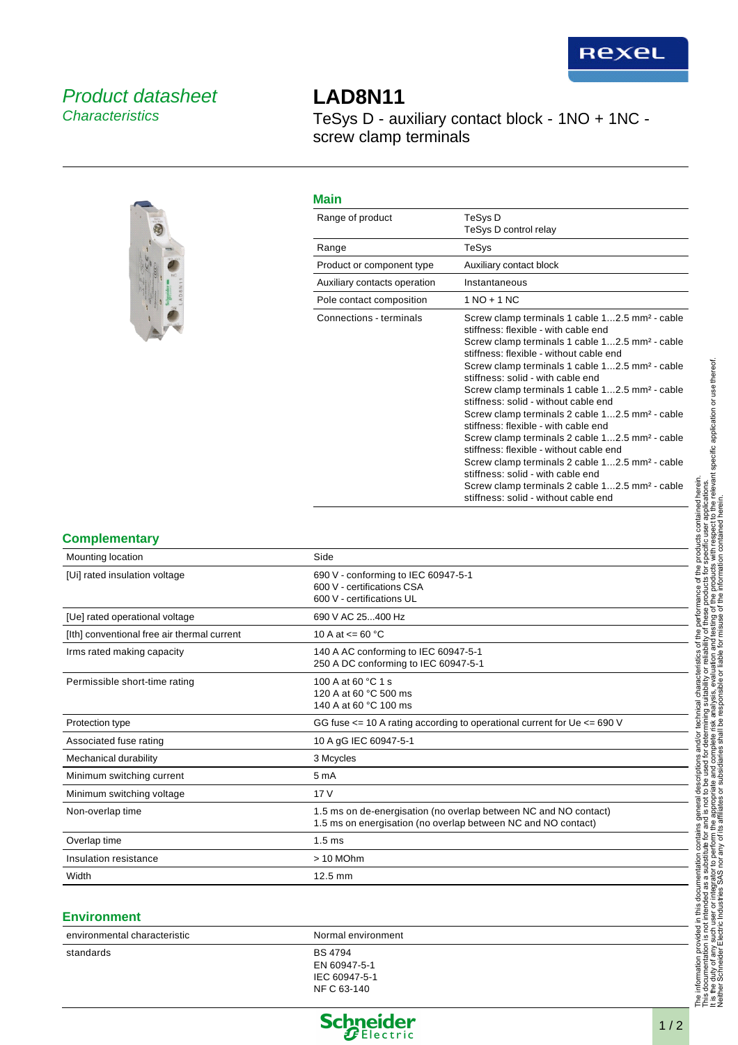*Product datasheet*
*Characteristics*

# LAD8N11

TeSys D - auxiliary contact block - 1NO + 1NC - screw clamp terminals

## Main

| | |
|---|---|
| Range of product | TeSys D<br>TeSys D control relay |
| Range | TeSys |
| Product or component type | Auxiliary contact block |
| Auxiliary contacts operation | Instantaneous |
| Pole contact composition | 1 NO + 1 NC |
| Connections - terminals | Screw clamp terminals 1 cable 1...2.5 mm² - cable stiffness: flexible - with cable end<br>Screw clamp terminals 1 cable 1...2.5 mm² - cable stiffness: flexible - without cable end<br>Screw clamp terminals 1 cable 1...2.5 mm² - cable stiffness: solid - with cable end<br>Screw clamp terminals 1 cable 1...2.5 mm² - cable stiffness: solid - without cable end<br>Screw clamp terminals 2 cable 1...2.5 mm² - cable stiffness: flexible - with cable end<br>Screw clamp terminals 2 cable 1...2.5 mm² - cable stiffness: flexible - without cable end<br>Screw clamp terminals 2 cable 1...2.5 mm² - cable stiffness: solid - with cable end<br>Screw clamp terminals 2 cable 1...2.5 mm² - cable stiffness: solid - without cable end |

## Complementary

| | |
|---|---|
| Mounting location | Side |
| [Ui] rated insulation voltage | 690 V - conforming to IEC 60947-5-1<br>600 V - certifications CSA<br>600 V - certifications UL |
| [Ue] rated operational voltage | 690 V AC 25...400 Hz |
| [Ith] conventional free air thermal current | 10 A at <= 60 °C |
| Irms rated making capacity | 140 A AC conforming to IEC 60947-5-1<br>250 A DC conforming to IEC 60947-5-1 |
| Permissible short-time rating | 100 A at 60 °C 1 s<br>120 A at 60 °C 500 ms<br>140 A at 60 °C 100 ms |
| Protection type | GG fuse <= 10 A rating according to operational current for Ue <= 690 V |
| Associated fuse rating | 10 A gG IEC 60947-5-1 |
| Mechanical durability | 3 Mcycles |
| Minimum switching current | 5 mA |
| Minimum switching voltage | 17 V |
| Non-overlap time | 1.5 ms on de-energisation (no overlap between NC and NO contact)<br>1.5 ms on energisation (no overlap between NC and NO contact) |
| Overlap time | 1.5 ms |
| Insulation resistance | > 10 MOhm |
| Width | 12.5 mm |

## Environment

| | |
|---|---|
| environmental characteristic | Normal environment |
| standards | BS 4794<br>EN 60947-5-1<br>IEC 60947-5-1<br>NF C 63-140 |

The information provided in this documentation contains general descriptions and/or technical characteristics of the performance of the products contained herein. This documentation is not intended as a substitute for and is not to be used for determining suitability or reliability of these products for specific user applications. It is the duty of any such user or integrator to perform the appropriate and complete risk analysis, evaluation and testing of the products with respect to the relevant specific application or use thereof. Neither Schneider Electric Industries SAS nor any of its affiliates or subsidiaries shall be responsible or liable for misuse of the information contained herein.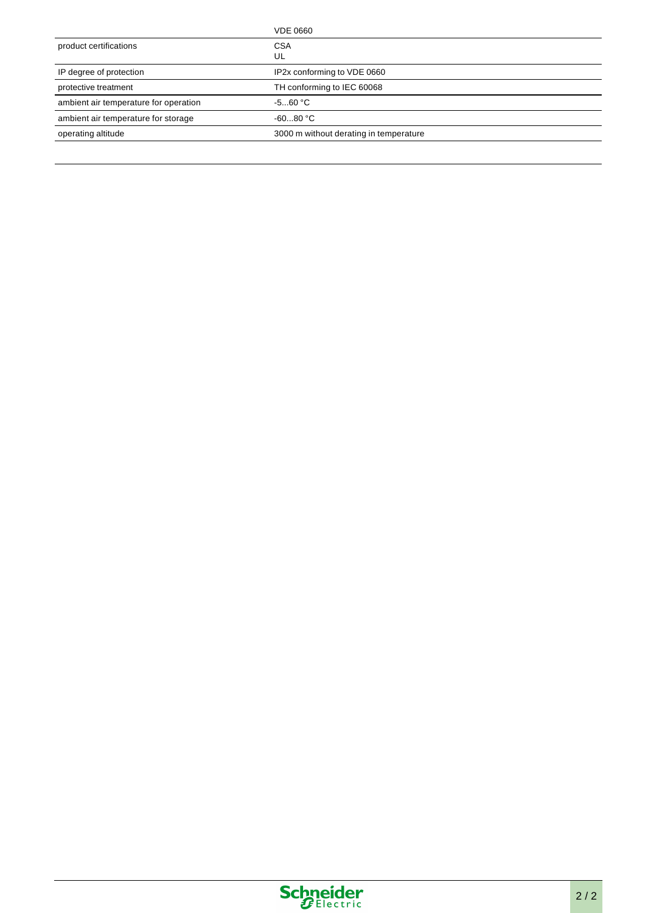| | |
|---|---|
| | VDE 0660 |
| product certifications | CSA<br>UL |
| IP degree of protection | IP2x conforming to VDE 0660 |
| protective treatment | TH conforming to IEC 60068 |
| ambient air temperature for operation | -5...60 °C |
| ambient air temperature for storage | -60...80 °C |
| operating altitude | 3000 m without derating in temperature |